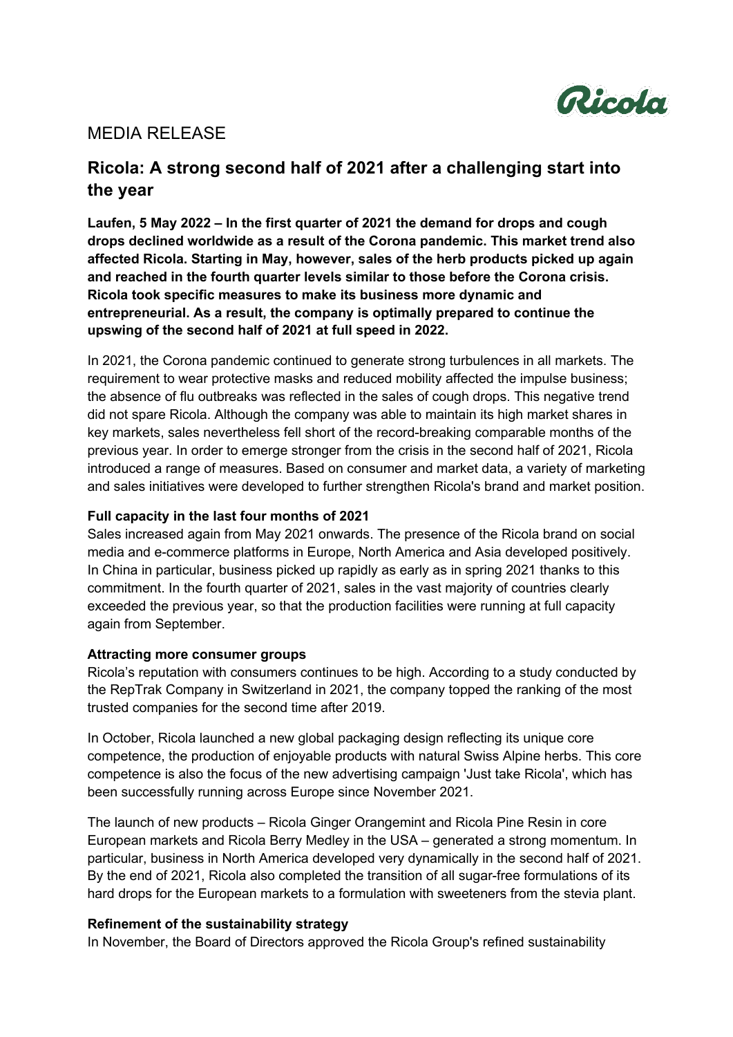# MEDIA RELEASE

## Ricola: A strong second half of 2021 after a challenging start into the year

**Laufen, 5 May 2022 – In the first quarter of 2021 the demand for drops and cough drops declined worldwide as a result of the Corona pandemic. This market trend also affected Ricola. Starting in May, however, sales of the herb products picked up again and reached in the fourth quarter levels similar to those before the Corona crisis. Ricola took specific measures to make its business more dynamic and entrepreneurial. As a result, the company is optimally prepared to continue the upswing of the second half of 2021 at full speed in 2022.**

In 2021, the Corona pandemic continued to generate strong turbulences in all markets. The requirement to wear protective masks and reduced mobility affected the impulse business; the absence of flu outbreaks was reflected in the sales of cough drops. This negative trend did not spare Ricola. Although the company was able to maintain its high market shares in key markets, sales nevertheless fell short of the record-breaking comparable months of the previous year. In order to emerge stronger from the crisis in the second half of 2021, Ricola introduced a range of measures. Based on consumer and market data, a variety of marketing and sales initiatives were developed to further strengthen Ricola's brand and market position.

**Full capacity in the last four months of 2021**

Sales increased again from May 2021 onwards. The presence of the Ricola brand on social media and e-commerce platforms in Europe, North America and Asia developed positively. In China in particular, business picked up rapidly as early as in spring 2021 thanks to this commitment. In the fourth quarter of 2021, sales in the vast majority of countries clearly exceeded the previous year, so that the production facilities were running at full capacity again from September.

**Attracting more consumer groups**

Ricola's reputation with consumers continues to be high. According to a study conducted by the RepTrak Company in Switzerland in 2021, the company topped the ranking of the most trusted companies for the second time after 2019.

In October, Ricola launched a new global packaging design reflecting its unique core competence, the production of enjoyable products with natural Swiss Alpine herbs. This core competence is also the focus of the new advertising campaign 'Just take Ricola', which has been successfully running across Europe since November 2021.

The launch of new products – Ricola Ginger Orangemint and Ricola Pine Resin in core European markets and Ricola Berry Medley in the USA – generated a strong momentum. In particular, business in North America developed very dynamically in the second half of 2021. By the end of 2021, Ricola also completed the transition of all sugar-free formulations of its hard drops for the European markets to a formulation with sweeteners from the stevia plant.

**Refinement of the sustainability strategy**

In November, the Board of Directors approved the Ricola Group's refined sustainability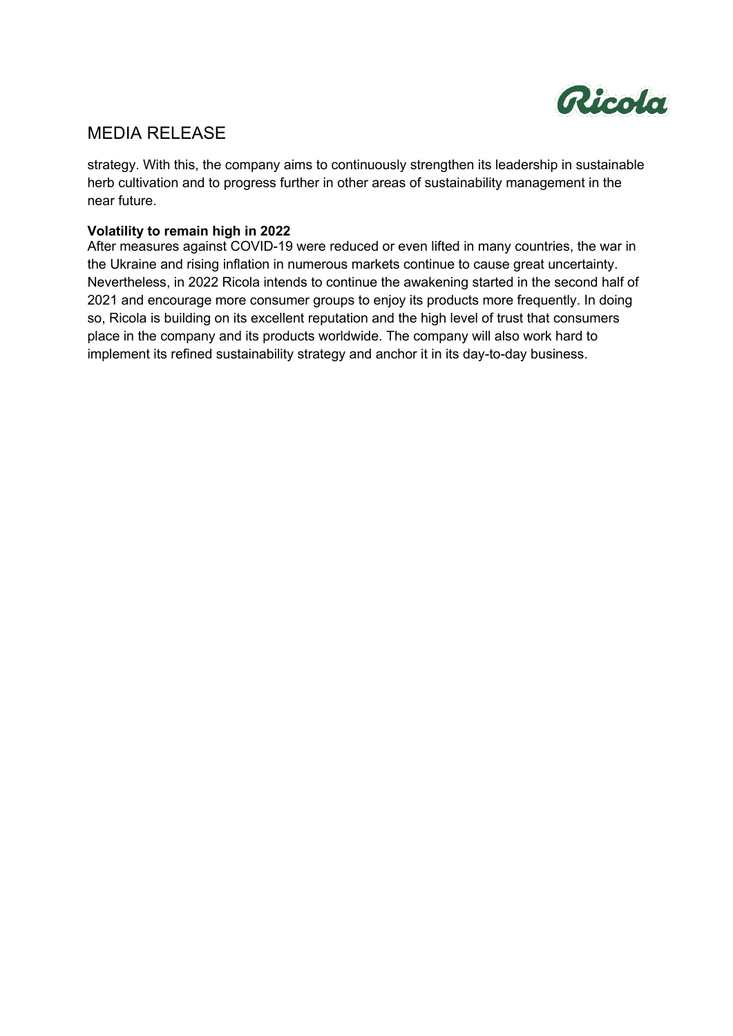strategy. With this, the company aims to continuously strengthen its leadership in sustainable herb cultivation and to progress further in other areas of sustainability management in the near future.

**Volatility to remain high in 2022**

After measures against COVID-19 were reduced or even lifted in many countries, the war in the Ukraine and rising inflation in numerous markets continue to cause great uncertainty. Nevertheless, in 2022 Ricola intends to continue the awakening started in the second half of 2021 and encourage more consumer groups to enjoy its products more frequently. In doing so, Ricola is building on its excellent reputation and the high level of trust that consumers place in the company and its products worldwide. The company will also work hard to implement its refined sustainability strategy and anchor it in its day-to-day business.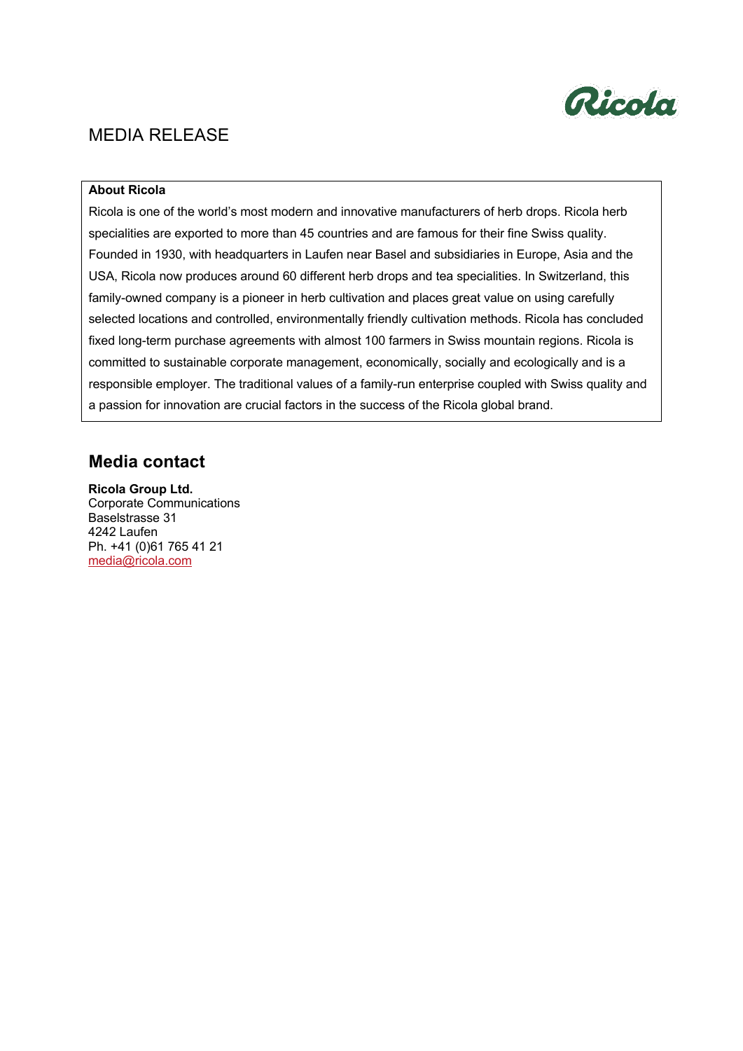MEDIA RELEASE

**About Ricola**

Ricola is one of the world's most modern and innovative manufacturers of herb drops. Ricola herb specialities are exported to more than 45 countries and are famous for their fine Swiss quality. Founded in 1930, with headquarters in Laufen near Basel and subsidiaries in Europe, Asia and the USA, Ricola now produces around 60 different herb drops and tea specialities. In Switzerland, this family-owned company is a pioneer in herb cultivation and places great value on using carefully selected locations and controlled, environmentally friendly cultivation methods. Ricola has concluded fixed long-term purchase agreements with almost 100 farmers in Swiss mountain regions. Ricola is committed to sustainable corporate management, economically, socially and ecologically and is a responsible employer. The traditional values of a family-run enterprise coupled with Swiss quality and a passion for innovation are crucial factors in the success of the Ricola global brand.

## Media contact

**Ricola Group Ltd.**
Corporate Communications
Baselstrasse 31
4242 Laufen
Ph. +41 (0)61 765 41 21
media@ricola.com